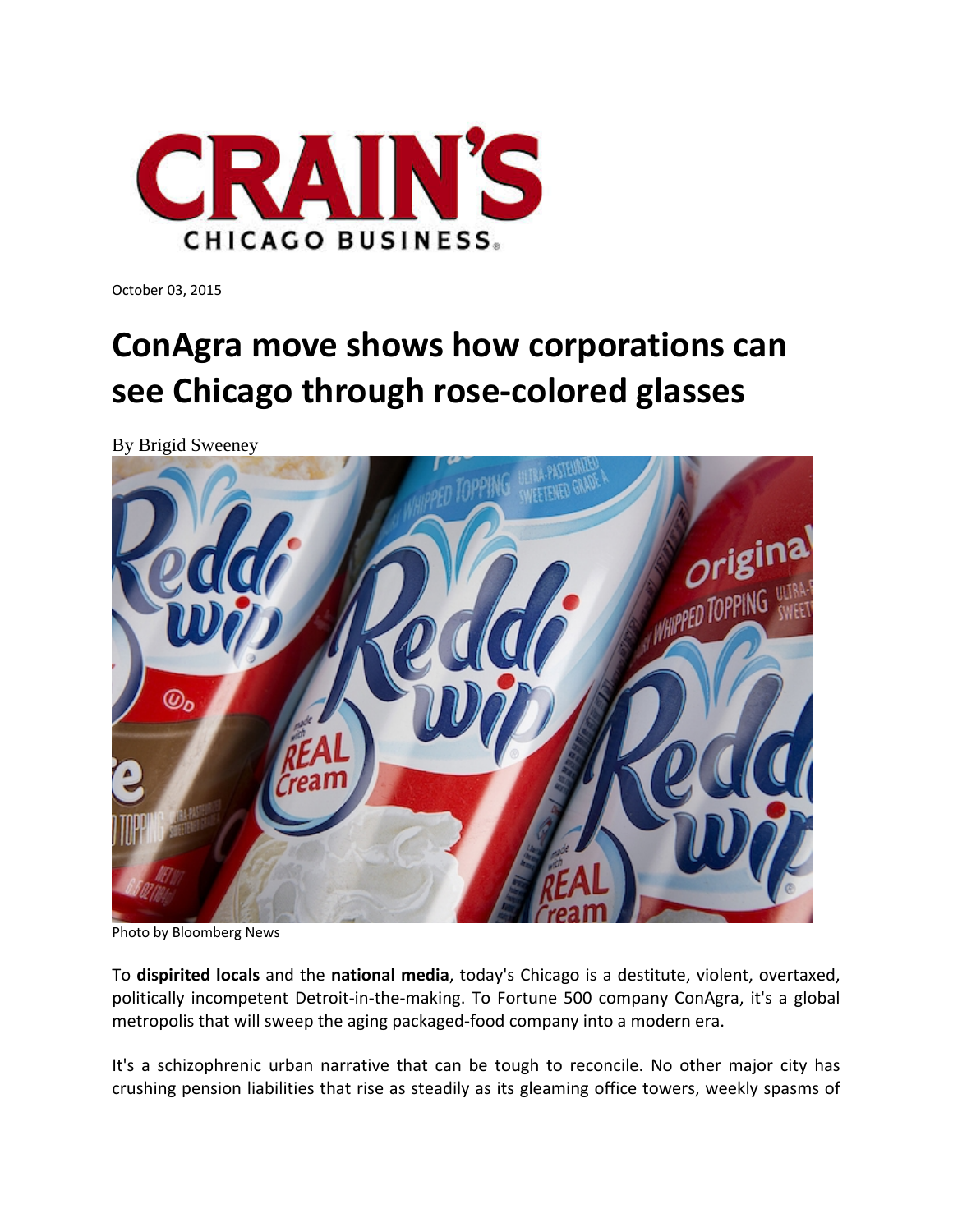CRAIN'S CHICAGO BUSINESS

October 03, 2015

# ConAgra move shows how corporations can see Chicago through rose-colored glasses

By Brigid Sweeney

Photo by Bloomberg News

To **dispirited locals** and the **national media**, today's Chicago is a destitute, violent, overtaxed, politically incompetent Detroit-in-the-making. To Fortune 500 company ConAgra, it's a global metropolis that will sweep the aging packaged-food company into a modern era.

It's a schizophrenic urban narrative that can be tough to reconcile. No other major city has crushing pension liabilities that rise as steadily as its gleaming office towers, weekly spasms of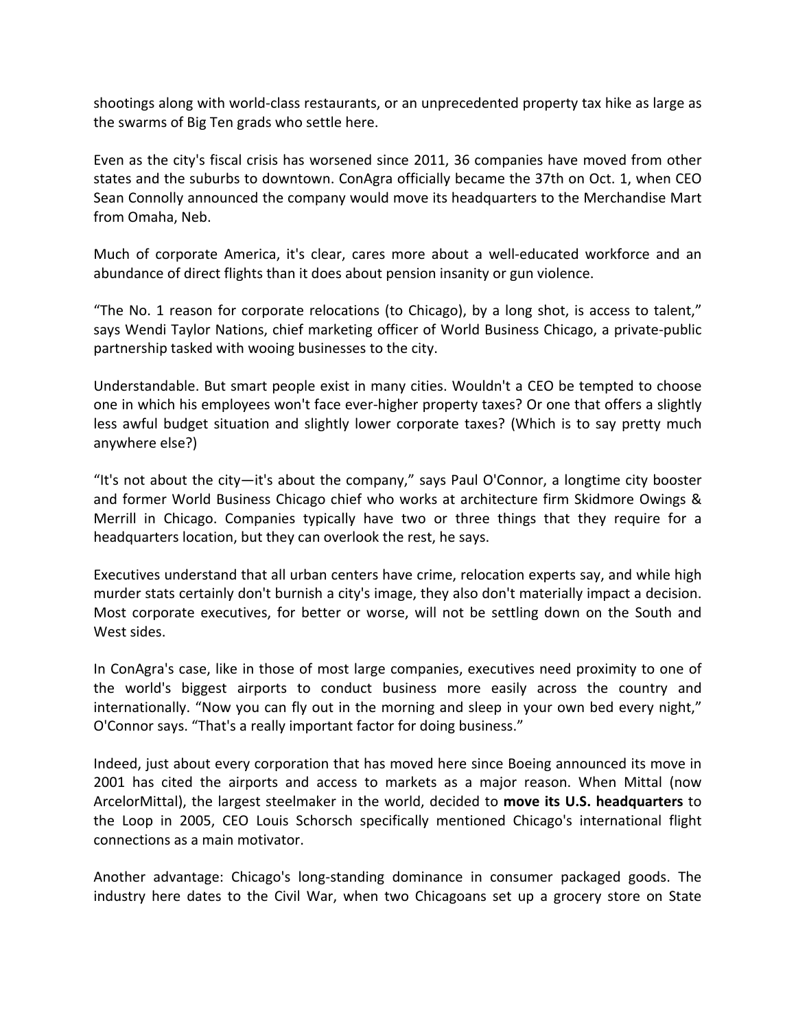shootings along with world-class restaurants, or an unprecedented property tax hike as large as the swarms of Big Ten grads who settle here.

Even as the city's fiscal crisis has worsened since 2011, 36 companies have moved from other states and the suburbs to downtown. ConAgra officially became the 37th on Oct. 1, when CEO Sean Connolly announced the company would move its headquarters to the Merchandise Mart from Omaha, Neb.

Much of corporate America, it's clear, cares more about a well-educated workforce and an abundance of direct flights than it does about pension insanity or gun violence.

"The No. 1 reason for corporate relocations (to Chicago), by a long shot, is access to talent," says Wendi Taylor Nations, chief marketing officer of World Business Chicago, a private-public partnership tasked with wooing businesses to the city.

Understandable. But smart people exist in many cities. Wouldn't a CEO be tempted to choose one in which his employees won't face ever-higher property taxes? Or one that offers a slightly less awful budget situation and slightly lower corporate taxes? (Which is to say pretty much anywhere else?)

"It's not about the city—it's about the company," says Paul O'Connor, a longtime city booster and former World Business Chicago chief who works at architecture firm Skidmore Owings & Merrill in Chicago. Companies typically have two or three things that they require for a headquarters location, but they can overlook the rest, he says.

Executives understand that all urban centers have crime, relocation experts say, and while high murder stats certainly don't burnish a city's image, they also don't materially impact a decision. Most corporate executives, for better or worse, will not be settling down on the South and West sides.

In ConAgra's case, like in those of most large companies, executives need proximity to one of the world's biggest airports to conduct business more easily across the country and internationally. "Now you can fly out in the morning and sleep in your own bed every night," O'Connor says. "That's a really important factor for doing business."

Indeed, just about every corporation that has moved here since Boeing announced its move in 2001 has cited the airports and access to markets as a major reason. When Mittal (now ArcelorMittal), the largest steelmaker in the world, decided to **move its U.S. headquarters** to the Loop in 2005, CEO Louis Schorsch specifically mentioned Chicago's international flight connections as a main motivator.

Another advantage: Chicago's long-standing dominance in consumer packaged goods. The industry here dates to the Civil War, when two Chicagoans set up a grocery store on State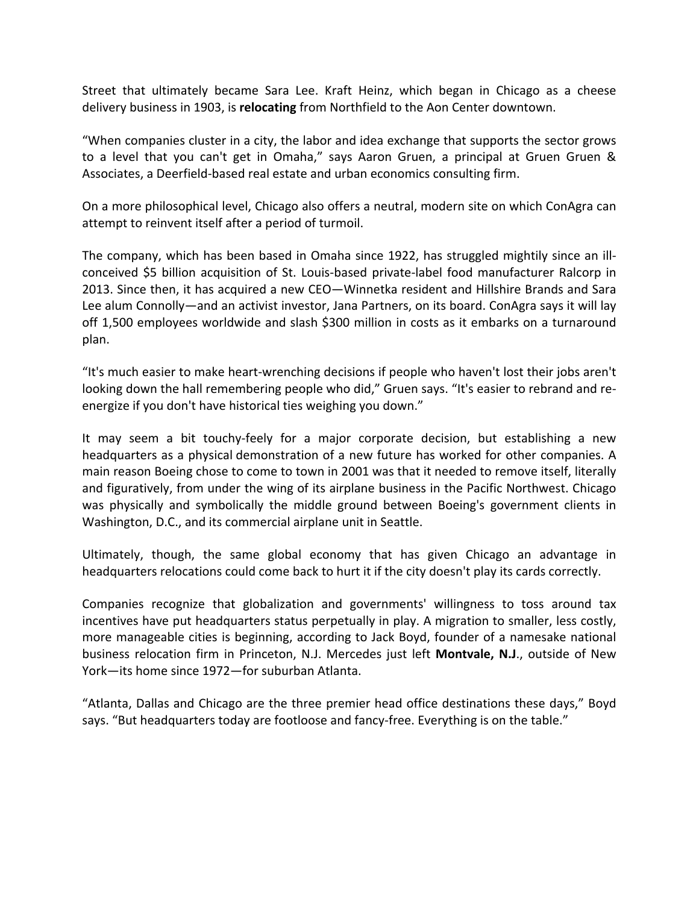Street that ultimately became Sara Lee. Kraft Heinz, which began in Chicago as a cheese delivery business in 1903, is **relocating** from Northfield to the Aon Center downtown.

"When companies cluster in a city, the labor and idea exchange that supports the sector grows to a level that you can't get in Omaha," says Aaron Gruen, a principal at Gruen Gruen & Associates, a Deerfield-based real estate and urban economics consulting firm.

On a more philosophical level, Chicago also offers a neutral, modern site on which ConAgra can attempt to reinvent itself after a period of turmoil.

The company, which has been based in Omaha since 1922, has struggled mightily since an ill-conceived $5 billion acquisition of St. Louis-based private-label food manufacturer Ralcorp in 2013. Since then, it has acquired a new CEO—Winnetka resident and Hillshire Brands and Sara Lee alum Connolly—and an activist investor, Jana Partners, on its board. ConAgra says it will lay off 1,500 employees worldwide and slash $300 million in costs as it embarks on a turnaround plan.

"It's much easier to make heart-wrenching decisions if people who haven't lost their jobs aren't looking down the hall remembering people who did," Gruen says. "It's easier to rebrand and re-energize if you don't have historical ties weighing you down."

It may seem a bit touchy-feely for a major corporate decision, but establishing a new headquarters as a physical demonstration of a new future has worked for other companies. A main reason Boeing chose to come to town in 2001 was that it needed to remove itself, literally and figuratively, from under the wing of its airplane business in the Pacific Northwest. Chicago was physically and symbolically the middle ground between Boeing's government clients in Washington, D.C., and its commercial airplane unit in Seattle.

Ultimately, though, the same global economy that has given Chicago an advantage in headquarters relocations could come back to hurt it if the city doesn't play its cards correctly.

Companies recognize that globalization and governments' willingness to toss around tax incentives have put headquarters status perpetually in play. A migration to smaller, less costly, more manageable cities is beginning, according to Jack Boyd, founder of a namesake national business relocation firm in Princeton, N.J. Mercedes just left **Montvale, N.J.**, outside of New York—its home since 1972—for suburban Atlanta.

"Atlanta, Dallas and Chicago are the three premier head office destinations these days," Boyd says. "But headquarters today are footloose and fancy-free. Everything is on the table."